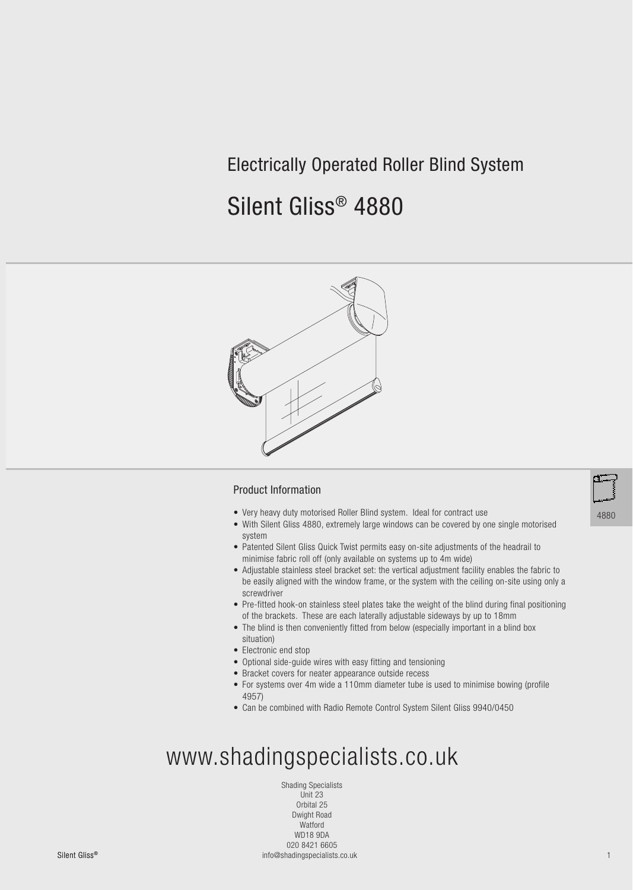# Electrically Operated Roller Blind System

# Silent Gliss® 4880

## Product Information

- Very heavy duty motorised Roller Blind system. Ideal for contract use
- With Silent Gliss 4880, extremely large windows can be covered by one single motorised system
- Patented Silent Gliss Quick Twist permits easy on-site adjustments of the headrail to minimise fabric roll off (only available on systems up to 4m wide)
- Adjustable stainless steel bracket set: the vertical adjustment facility enables the fabric to be easily aligned with the window frame, or the system with the ceiling on-site using only a screwdriver
- Pre-fitted hook-on stainless steel plates take the weight of the blind during final positioning of the brackets. These are each laterally adjustable sideways by up to 18mm
- The blind is then conveniently fitted from below (especially important in a blind box situation)
- Electronic end stop
- Optional side-guide wires with easy fitting and tensioning
- Bracket covers for neater appearance outside recess
- For systems over 4m wide a 110mm diameter tube is used to minimise bowing (profile 4957)
- Can be combined with Radio Remote Control System Silent Gliss 9940/0450

4880

# www.shadingspecialists.co.uk

Shading Specialists
Unit 23
Orbital 25
Dwight Road
Watford
WD18 9DA
020 8421 6605
info@shadingspecialists.co.uk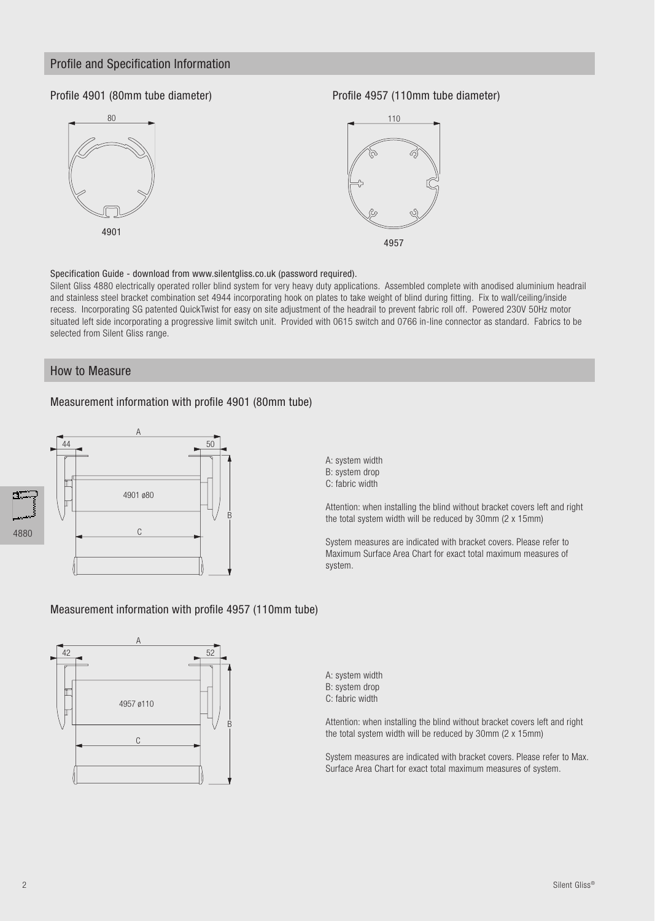## Profile and Specification Information

### Profile 4901 (80mm tube diameter)

### Profile 4957 (110mm tube diameter)

Specification Guide - download from www.silentgliss.co.uk (password required).

Silent Gliss 4880 electrically operated roller blind system for very heavy duty applications. Assembled complete with anodised aluminium headrail and stainless steel bracket combination set 4944 incorporating hook on plates to take weight of blind during fitting. Fix to wall/ceiling/inside recess. Incorporating SG patented QuickTwist for easy on site adjustment of the headrail to prevent fabric roll off. Powered 230V 50Hz motor situated left side incorporating a progressive limit switch unit. Provided with 0615 switch and 0766 in-line connector as standard. Fabrics to be selected from Silent Gliss range.

## How to Measure

### Measurement information with profile 4901 (80mm tube)

A: system width
B: system drop
C: fabric width

Attention: when installing the blind without bracket covers left and right the total system width will be reduced by 30mm (2 x 15mm)

System measures are indicated with bracket covers. Please refer to Maximum Surface Area Chart for exact total maximum measures of system.

### Measurement information with profile 4957 (110mm tube)

A: system width
B: system drop
C: fabric width

Attention: when installing the blind without bracket covers left and right the total system width will be reduced by 30mm (2 x 15mm)

System measures are indicated with bracket covers. Please refer to Max. Surface Area Chart for exact total maximum measures of system.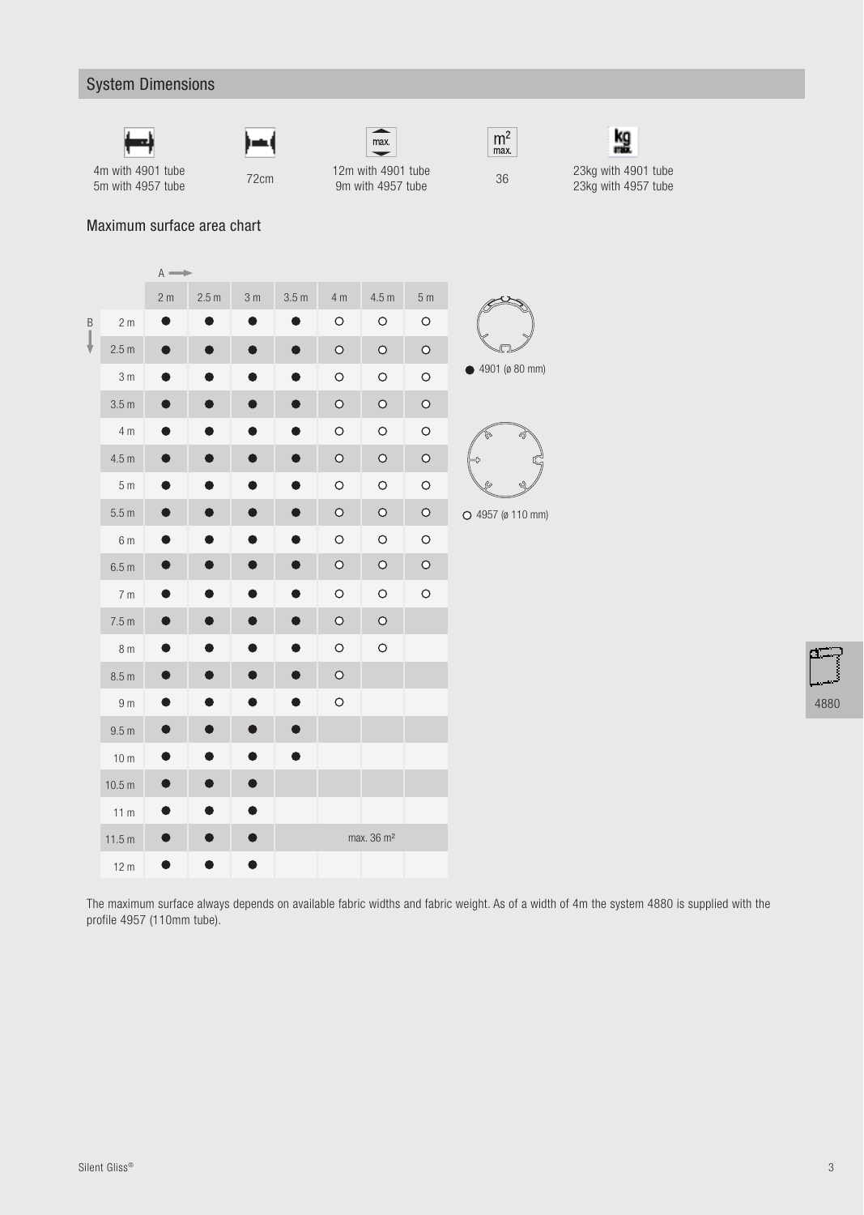## System Dimensions

| | | | | |
|---|---|---|---|---|
| 4m with 4901 tube<br>5m with 4957 tube | 72cm | 12m with 4901 tube<br>9m with 4957 tube | 36 | 23kg with 4901 tube<br>23kg with 4957 tube |

### Maximum surface area chart

| B \ A | 2 m | 2.5 m | 3 m | 3.5 m | 4 m | 4.5 m | 5 m |
|---|---|---|---|---|---|---|---|
| 2 m | ● | ● | ● | ● | ○ | ○ | ○ |
| 2.5 m | ● | ● | ● | ● | ○ | ○ | ○ |
| 3 m | ● | ● | ● | ● | ○ | ○ | ○ |
| 3.5 m | ● | ● | ● | ● | ○ | ○ | ○ |
| 4 m | ● | ● | ● | ● | ○ | ○ | ○ |
| 4.5 m | ● | ● | ● | ● | ○ | ○ | ○ |
| 5 m | ● | ● | ● | ● | ○ | ○ | ○ |
| 5.5 m | ● | ● | ● | ● | ○ | ○ | ○ |
| 6 m | ● | ● | ● | ● | ○ | ○ | ○ |
| 6.5 m | ● | ● | ● | ● | ○ | ○ | ○ |
| 7 m | ● | ● | ● | ● | ○ | ○ | ○ |
| 7.5 m | ● | ● | ● | ● | ○ | ○ | |
| 8 m | ● | ● | ● | ● | ○ | ○ | |
| 8.5 m | ● | ● | ● | ● | ○ | | |
| 9 m | ● | ● | ● | ● | ○ | | |
| 9.5 m | ● | ● | ● | ● | | | |
| 10 m | ● | ● | ● | ● | | | |
| 10.5 m | ● | ● | ● | | | | |
| 11 m | ● | ● | ● | | | | |
| 11.5 m | ● | ● | ● | | max. 36 m² | | |
| 12 m | ● | ● | ● | | | | |

● 4901 (ø 80 mm)

○ 4957 (ø 110 mm)

The maximum surface always depends on available fabric widths and fabric weight. As of a width of 4m the system 4880 is supplied with the profile 4957 (110mm tube).

4880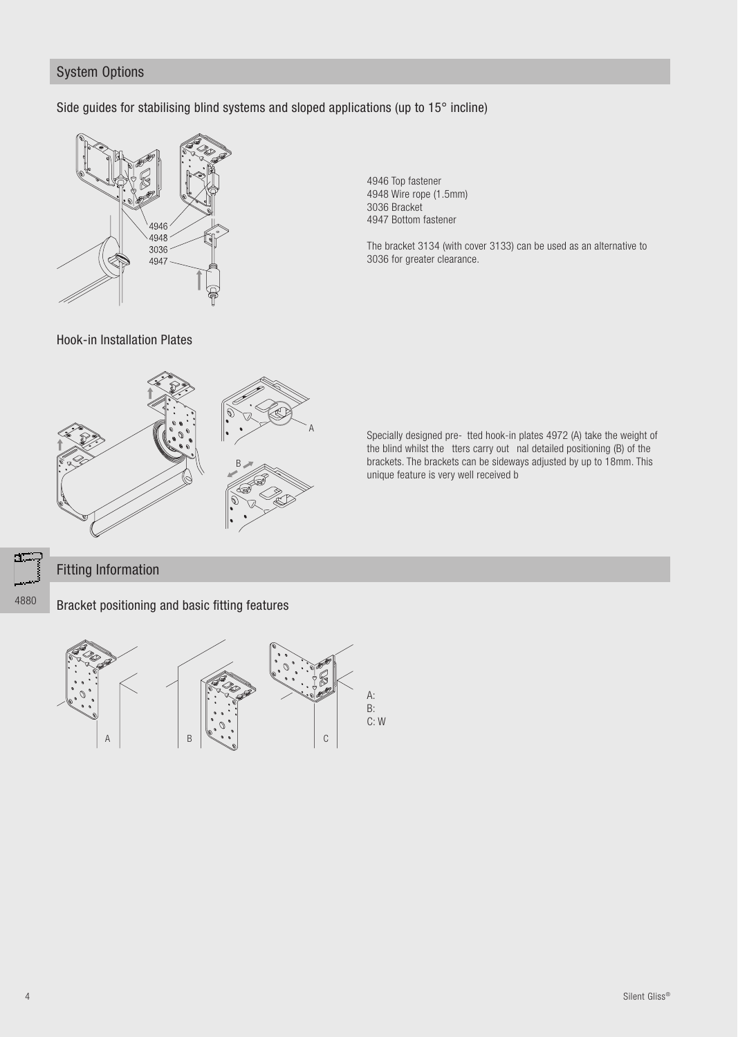## System Options

### Side guides for stabilising blind systems and sloped applications (up to 15° incline)

4946 Top fastener
4948 Wire rope (1.5mm)
3036 Bracket
4947 Bottom fastener

The bracket 3134 (with cover 3133) can be used as an alternative to 3036 for greater clearance.

### Hook-in Installation Plates

Specially designed pre- tted hook-in plates 4972 (A) take the weight of the blind whilst the tters carry out nal detailed positioning (B) of the brackets. The brackets can be sideways adjusted by up to 18mm. This unique feature is very well received b

## Fitting Information

### Bracket positioning and basic fitting features

A:
B:
C: W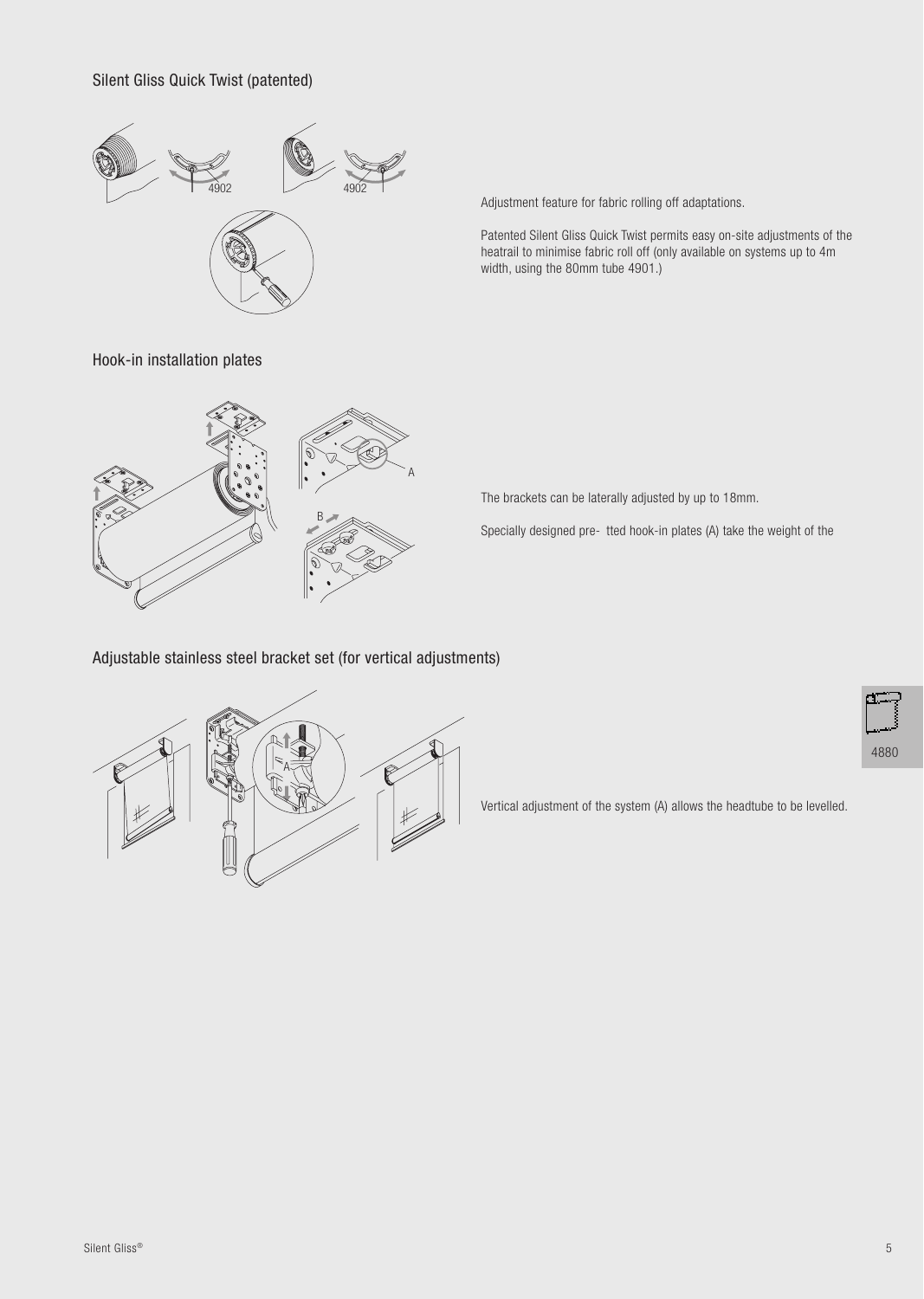## Silent Gliss Quick Twist (patented)

Adjustment feature for fabric rolling off adaptations.

Patented Silent Gliss Quick Twist permits easy on-site adjustments of the heatrail to minimise fabric roll off (only available on systems up to 4m width, using the 80mm tube 4901.)

## Hook-in installation plates

The brackets can be laterally adjusted by up to 18mm.

Specially designed pre-  tted hook-in plates (A) take the weight of the

## Adjustable stainless steel bracket set (for vertical adjustments)

Vertical adjustment of the system (A) allows the headtube to be levelled.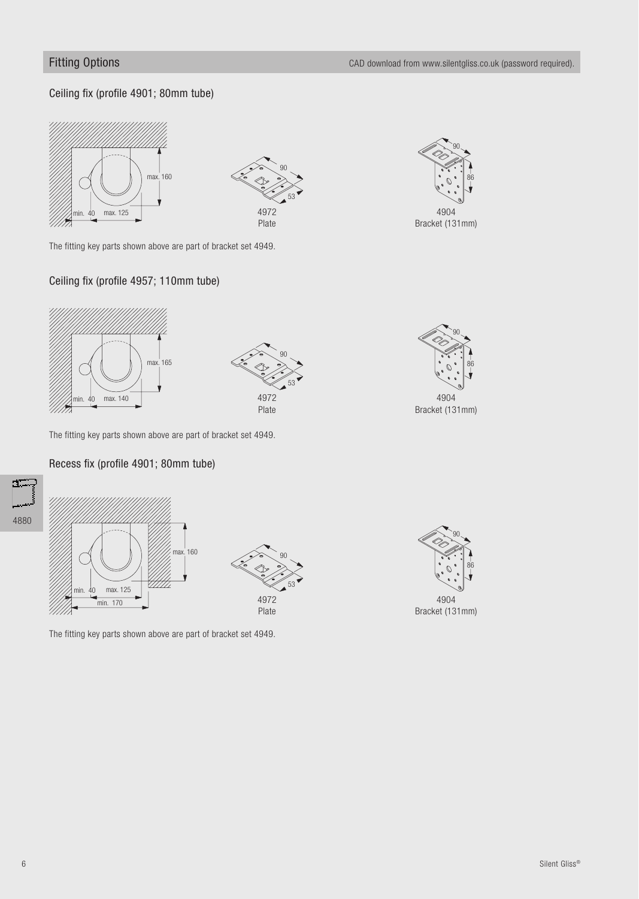## Fitting Options

CAD download from www.silentgliss.co.uk (password required).

### Ceiling fix (profile 4901; 80mm tube)

max. 160

min. 40 max. 125

90

53

4972
Plate

90

86

4904
Bracket (131mm)

The fitting key parts shown above are part of bracket set 4949.

### Ceiling fix (profile 4957; 110mm tube)

max. 165

min. 40 max. 140

90

53

4972
Plate

90

86

4904
Bracket (131mm)

The fitting key parts shown above are part of bracket set 4949.

### Recess fix (profile 4901; 80mm tube)

max. 160

min. 40 max. 125

min. 170

90

53

4972
Plate

90

86

4904
Bracket (131mm)

The fitting key parts shown above are part of bracket set 4949.

4880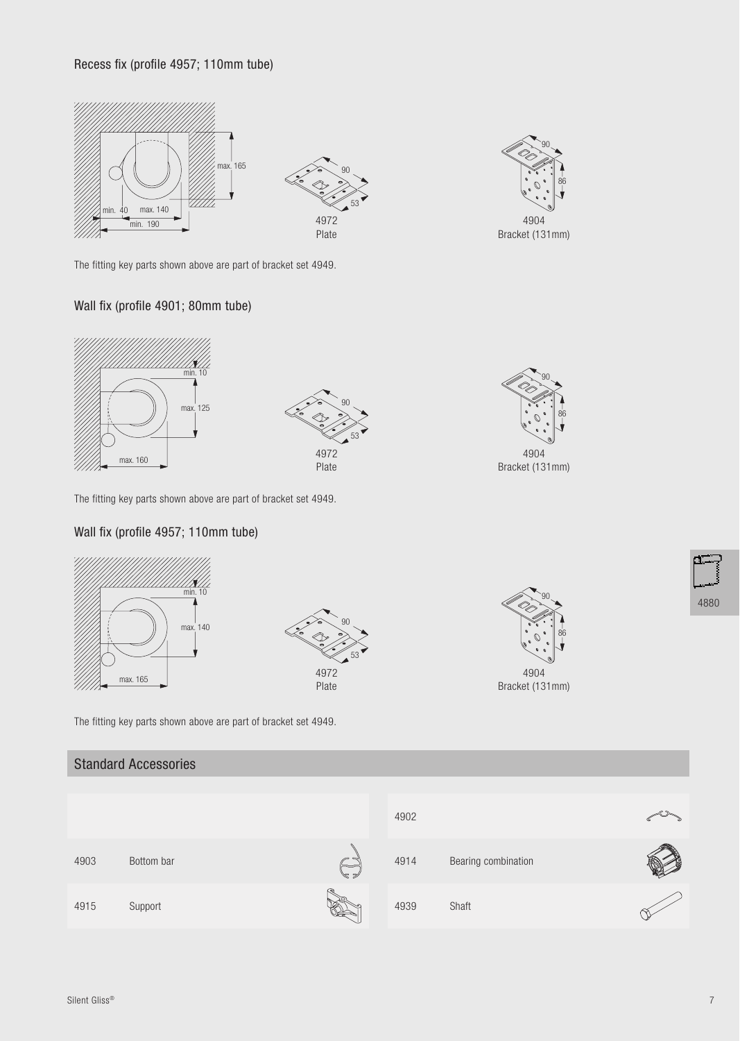### Recess fix (profile 4957; 110mm tube)

max. 165

min. 40 max. 140

min. 190

4972
Plate

4904
Bracket (131mm)

The fitting key parts shown above are part of bracket set 4949.

### Wall fix (profile 4901; 80mm tube)

min. 10

max. 125

max. 160

4972
Plate

4904
Bracket (131mm)

The fitting key parts shown above are part of bracket set 4949.

### Wall fix (profile 4957; 110mm tube)

min. 10

max. 140

max. 165

4972
Plate

4904
Bracket (131mm)

The fitting key parts shown above are part of bracket set 4949.

## Standard Accessories

| | | | |
|---|---|---|---|
| | | 4902 | |
| 4903 | Bottom bar | 4914 | Bearing combination |
| 4915 | Support | 4939 | Shaft |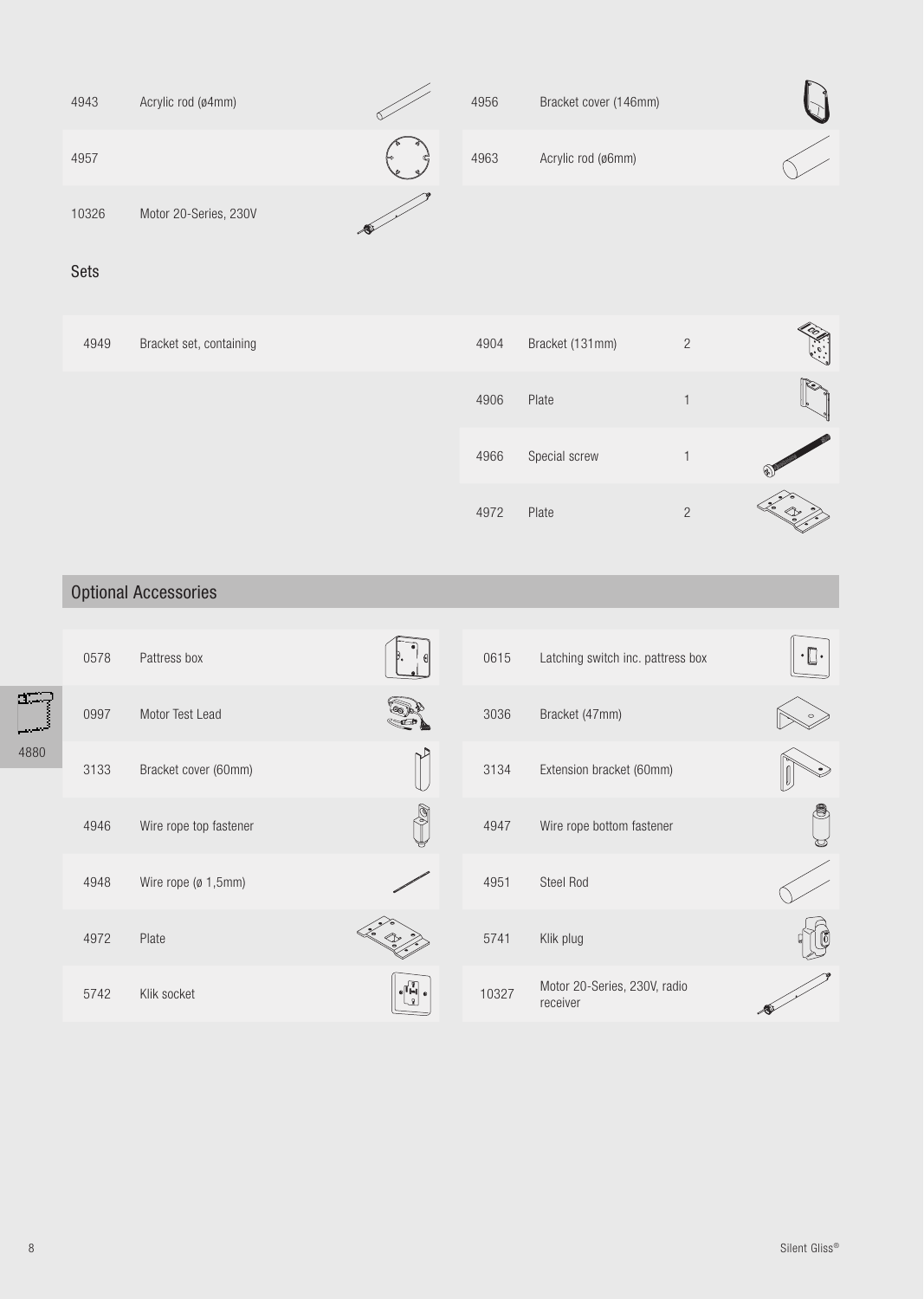| | | | |
|---|---|---|---|
| 4943 | Acrylic rod (ø4mm) | 4956 | Bracket cover (146mm) |
| 4957 | | 4963 | Acrylic rod (ø6mm) |
| 10326 | Motor 20-Series, 230V | | |

## Sets

| | | | | |
|---|---|---|---|---|
| 4949 | Bracket set, containing | 4904 | Bracket (131mm) | 2 |
| | | 4906 | Plate | 1 |
| | | 4966 | Special screw | 1 |
| | | 4972 | Plate | 2 |

## Optional Accessories

| | | | |
|---|---|---|---|
| 0578 | Pattress box | 0615 | Latching switch inc. pattress box |
| 0997 | Motor Test Lead | 3036 | Bracket (47mm) |
| 3133 | Bracket cover (60mm) | 3134 | Extension bracket (60mm) |
| 4946 | Wire rope top fastener | 4947 | Wire rope bottom fastener |
| 4948 | Wire rope (ø 1,5mm) | 4951 | Steel Rod |
| 4972 | Plate | 5741 | Klik plug |
| 5742 | Klik socket | 10327 | Motor 20-Series, 230V, radio receiver |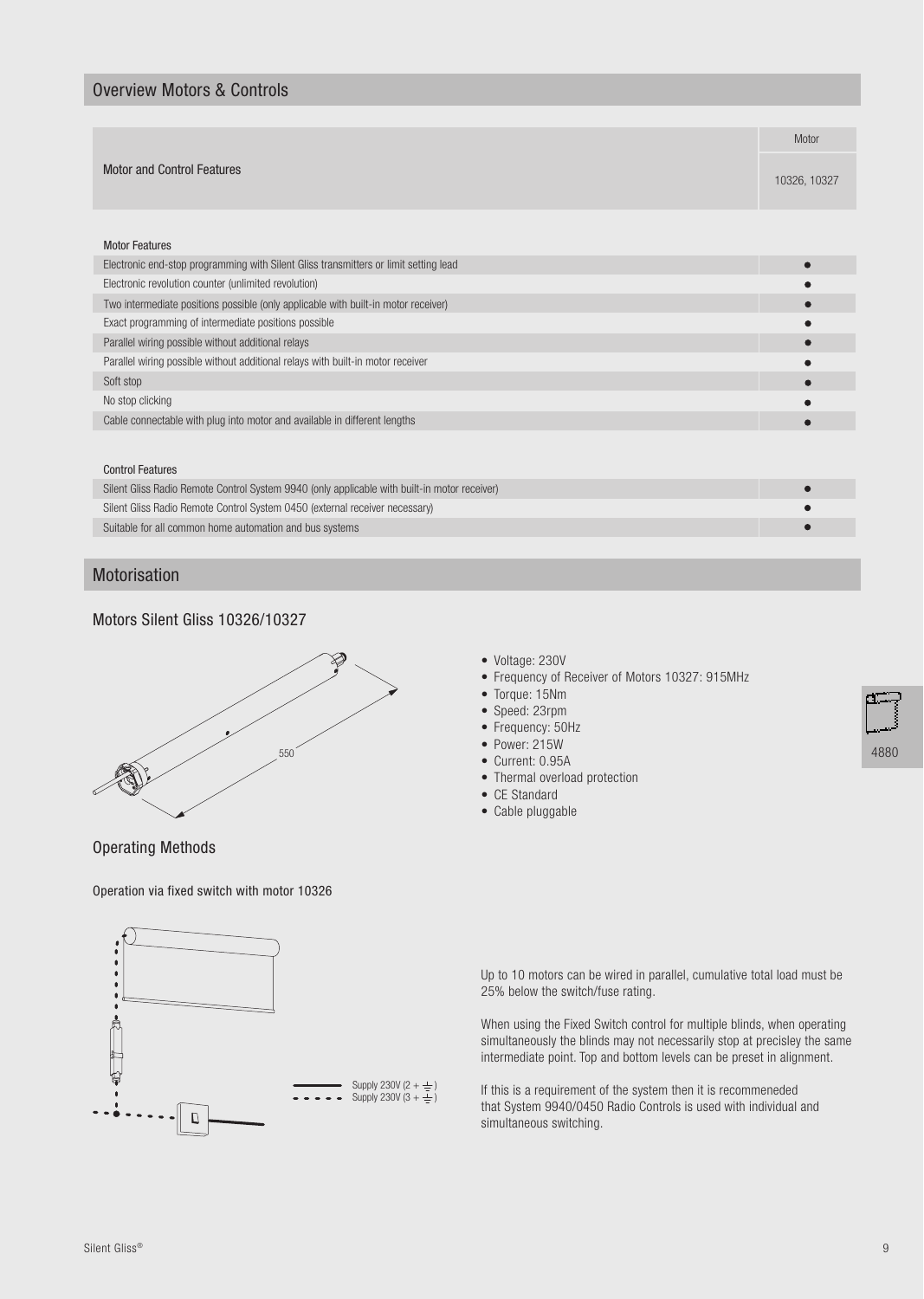## Overview Motors & Controls

| Motor and Control Features | Motor 10326, 10327 |
|---|---|
| **Motor Features** | |
| Electronic end-stop programming with Silent Gliss transmitters or limit setting lead | ● |
| Electronic revolution counter (unlimited revolution) | ● |
| Two intermediate positions possible (only applicable with built-in motor receiver) | ● |
| Exact programming of intermediate positions possible | ● |
| Parallel wiring possible without additional relays | ● |
| Parallel wiring possible without additional relays with built-in motor receiver | ● |
| Soft stop | ● |
| No stop clicking | ● |
| Cable connectable with plug into motor and available in different lengths | ● |
| **Control Features** | |
| Silent Gliss Radio Remote Control System 9940 (only applicable with built-in motor receiver) | ● |
| Silent Gliss Radio Remote Control System 0450 (external receiver necessary) | ● |
| Suitable for all common home automation and bus systems | ● |

## Motorisation

### Motors Silent Gliss 10326/10327

550

- Voltage: 230V
- Frequency of Receiver of Motors 10327: 915MHz
- Torque: 15Nm
- Speed: 23rpm
- Frequency: 50Hz
- Power: 215W
- Current: 0.95A
- Thermal overload protection
- CE Standard
- Cable pluggable

### Operating Methods

Operation via fixed switch with motor 10326

Supply 230V (2 + ⏚)
Supply 230V (3 + ⏚)

Up to 10 motors can be wired in parallel, cumulative total load must be 25% below the switch/fuse rating.

When using the Fixed Switch control for multiple blinds, when operating simultaneously the blinds may not necessarily stop at precisley the same intermediate point. Top and bottom levels can be preset in alignment.

If this is a requirement of the system then it is recommeneded that System 9940/0450 Radio Controls is used with individual and simultaneous switching.

4880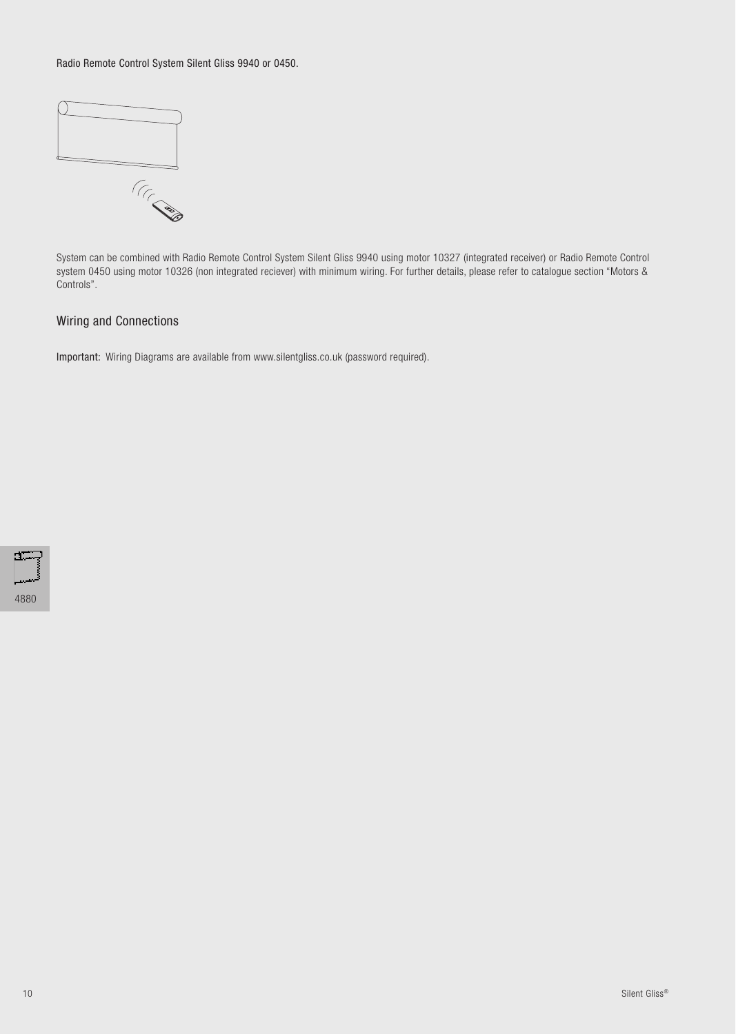Radio Remote Control System Silent Gliss 9940 or 0450.

System can be combined with Radio Remote Control System Silent Gliss 9940 using motor 10327 (integrated receiver) or Radio Remote Control system 0450 using motor 10326 (non integrated reciever) with minimum wiring. For further details, please refer to catalogue section “Motors & Controls”.

## Wiring and Connections

**Important:** Wiring Diagrams are available from www.silentgliss.co.uk (password required).

4880